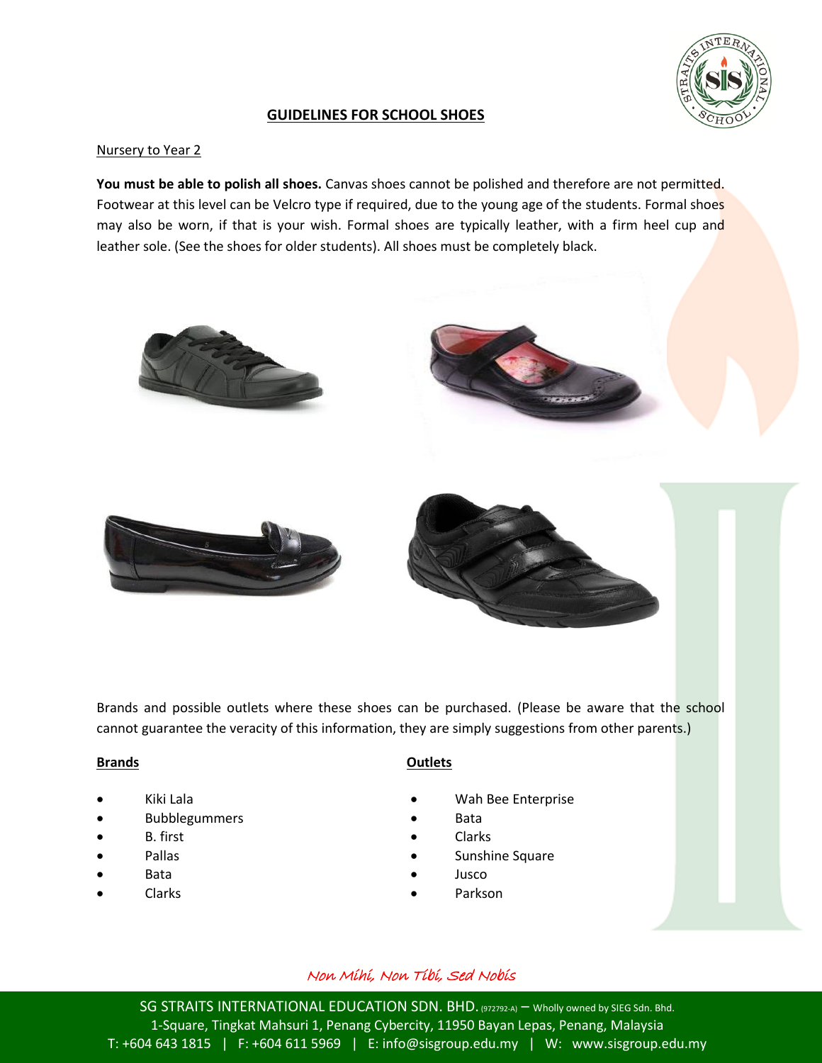# GUIDELINES FOR SCHOOL SHOES

## Nursery to Year 2

**You must be able to polish all shoes.** Canvas shoes cannot be polished and therefore are not permitted. Footwear at this level can be Velcro type if required, due to the young age of the students. Formal shoes may also be worn, if that is your wish. Formal shoes are typically leather, with a firm heel cup and leather sole. (See the shoes for older students). All shoes must be completely black.

Brands and possible outlets where these shoes can be purchased. (Please be aware that the school cannot guarantee the veracity of this information, they are simply suggestions from other parents.)

**Brands**

- Kiki Lala
- Bubblegummers
- B. first
- Pallas
- Bata
- Clarks

**Outlets**

- Wah Bee Enterprise
- Bata
- Clarks
- Sunshine Square
- Jusco
- Parkson

*Non Mihi, Non Tibi, Sed Nobis*

SG STRAITS INTERNATIONAL EDUCATION SDN. BHD. (972792-A) – Wholly owned by SIEG Sdn. Bhd.
1-Square, Tingkat Mahsuri 1, Penang Cybercity, 11950 Bayan Lepas, Penang, Malaysia
T: +604 643 1815 | F: +604 611 5969 | E: info@sisgroup.edu.my | W: www.sisgroup.edu.my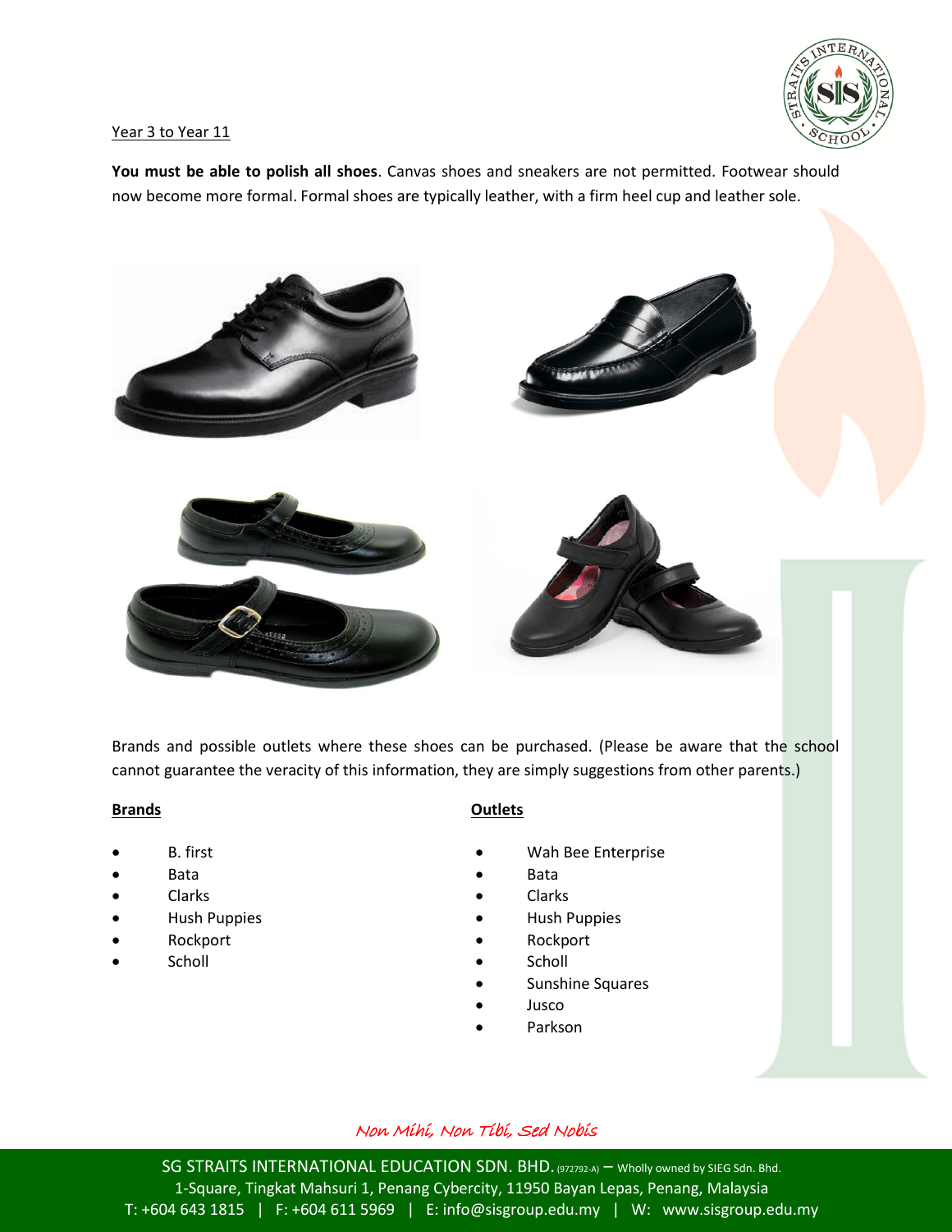Year 3 to Year 11

**You must be able to polish all shoes**. Canvas shoes and sneakers are not permitted. Footwear should now become more formal. Formal shoes are typically leather, with a firm heel cup and leather sole.

Brands and possible outlets where these shoes can be purchased. (Please be aware that the school cannot guarantee the veracity of this information, they are simply suggestions from other parents.)

**Brands**

- B. first
- Bata
- Clarks
- Hush Puppies
- Rockport
- Scholl

**Outlets**

- Wah Bee Enterprise
- Bata
- Clarks
- Hush Puppies
- Rockport
- Scholl
- Sunshine Squares
- Jusco
- Parkson

*Non Mihi, Non Tibi, Sed Nobis*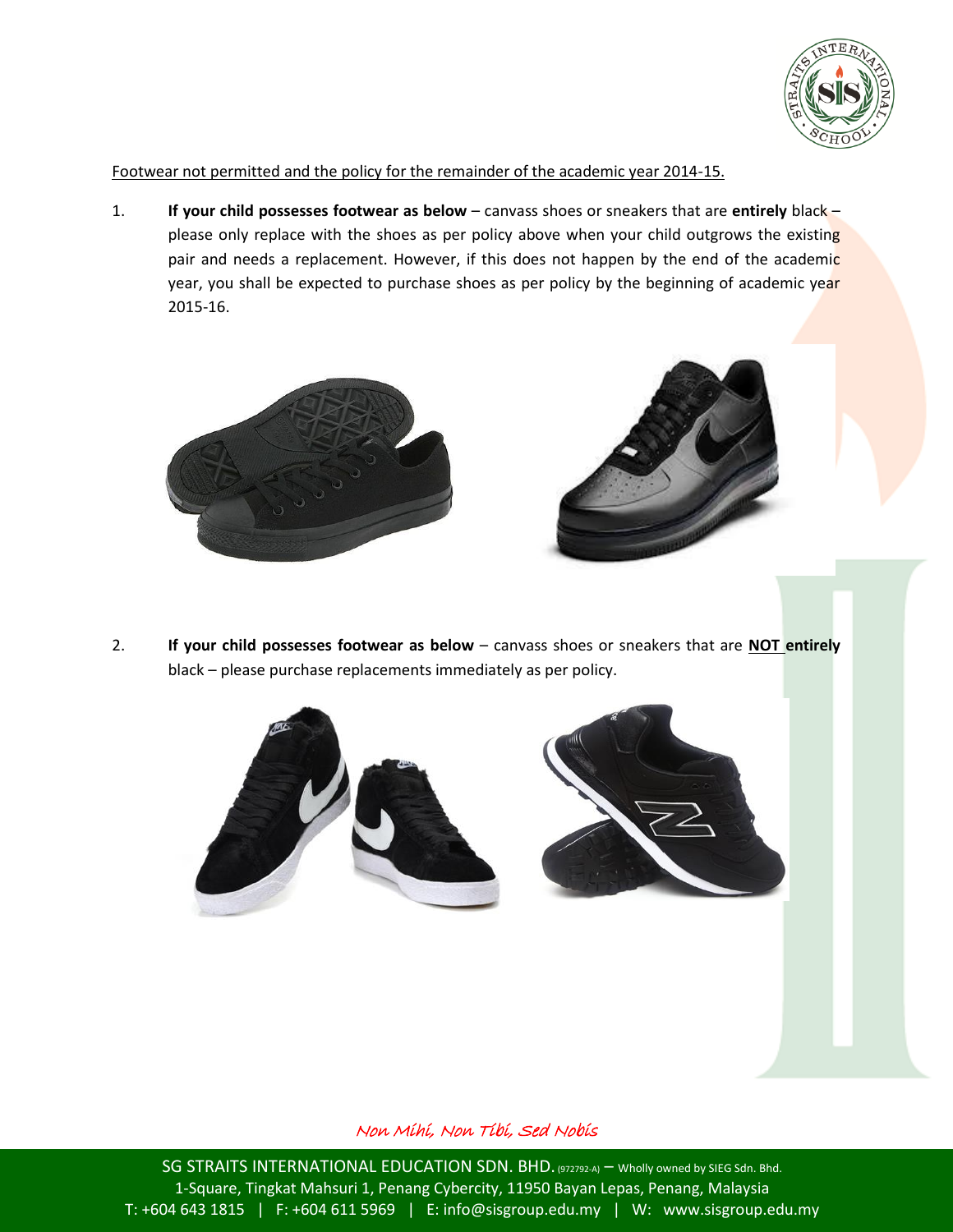Footwear not permitted and the policy for the remainder of the academic year 2014-15.

1. **If your child possesses footwear as below** – canvass shoes or sneakers that are **entirely** black – please only replace with the shoes as per policy above when your child outgrows the existing pair and needs a replacement. However, if this does not happen by the end of the academic year, you shall be expected to purchase shoes as per policy by the beginning of academic year 2015-16.

2. **If your child possesses footwear as below** – canvass shoes or sneakers that are **NOT entirely** black – please purchase replacements immediately as per policy.

*Non Mihi, Non Tibi, Sed Nobis*

SG STRAITS INTERNATIONAL EDUCATION SDN. BHD. (972792-A) – Wholly owned by SIEG Sdn. Bhd.
1-Square, Tingkat Mahsuri 1, Penang Cybercity, 11950 Bayan Lepas, Penang, Malaysia
T: +604 643 1815 | F: +604 611 5969 | E: info@sisgroup.edu.my | W: www.sisgroup.edu.my